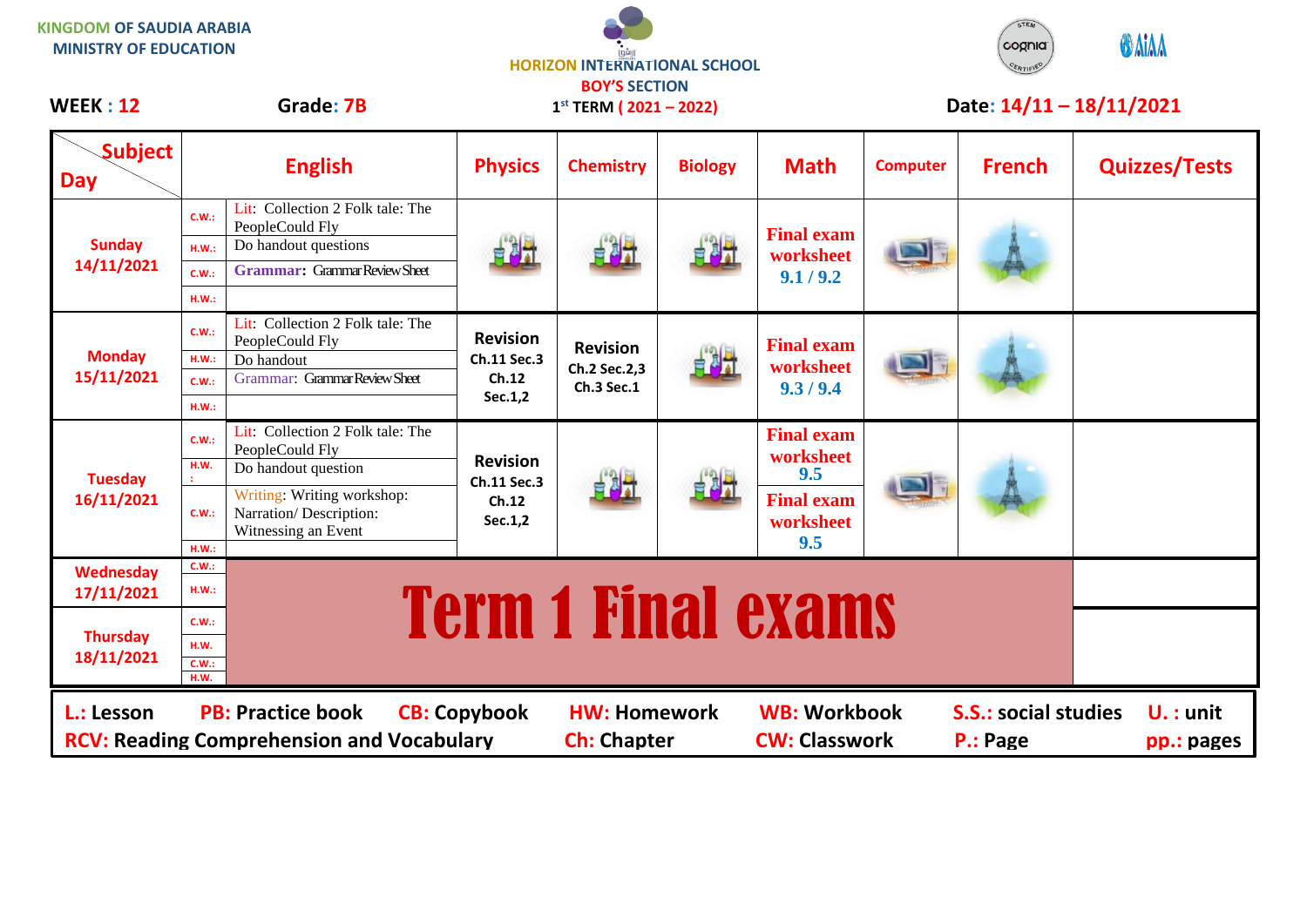KINGDOM OF SAUDIA ARABIA
MINISTRY OF EDUCATION

HORIZON INTERNATIONAL SCHOOL
BOY'S SECTION
1st TERM ( 2021 – 2022)

**WEEK : 12** **Grade: 7B** **Date: 14/11 – 18/11/2021**

| Subject / Day | English | | Physics | Chemistry | Biology | Math | Computer | French | Quizzes/Tests |
|---|---|---|---|---|---|---|---|---|---|
| Sunday 14/11/2021 | C.W.: | Lit: Collection 2 Folk tale: The PeopleCould Fly | | | | Final exam worksheet 9.1 / 9.2 | | | |
| | H.W.: | Do handout questions | | | | | | | |
| | C.W.: | Grammar: Grammar Review Sheet | | | | | | | |
| | H.W.: | | | | | | | | |
| Monday 15/11/2021 | C.W.: | Lit: Collection 2 Folk tale: The PeopleCould Fly | Revision Ch.11 Sec.3 Ch.12 Sec.1,2 | Revision Ch.2 Sec.2,3 Ch.3 Sec.1 | | Final exam worksheet 9.3 / 9.4 | | | |
| | H.W.: | Do handout | | | | | | | |
| | C.W.: | Grammar: Grammar Review Sheet | | | | | | | |
| | H.W.: | | | | | | | | |
| Tuesday 16/11/2021 | C.W.: | Lit: Collection 2 Folk tale: The PeopleCould Fly | Revision Ch.11 Sec.3 Ch.12 Sec.1,2 | | | Final exam worksheet 9.5 | | | |
| | H.W.: | Do handout question | | | | | | | |
| | C.W.: | Writing: Writing workshop: Narration/ Description: Witnessing an Event | | | | Final exam worksheet 9.5 | | | |
| | H.W.: | | | | | | | | |
| Wednesday 17/11/2021 | C.W.: | Term 1 Final exams | | | | | | | |
| | H.W.: | | | | | | | | |
| Thursday 18/11/2021 | C.W.: | | | | | | | | |
| | H.W. | | | | | | | | |
| | C.W.: | | | | | | | | |
| | H.W. | | | | | | | | |

**L.:** Lesson **PB:** Practice book **CB:** Copybook **HW:** Homework **WB:** Workbook **S.S.:** social studies **U. :** unit
**RCV:** Reading Comprehension and Vocabulary **Ch:** Chapter **CW:** Classwork **P.:** Page **pp.:** pages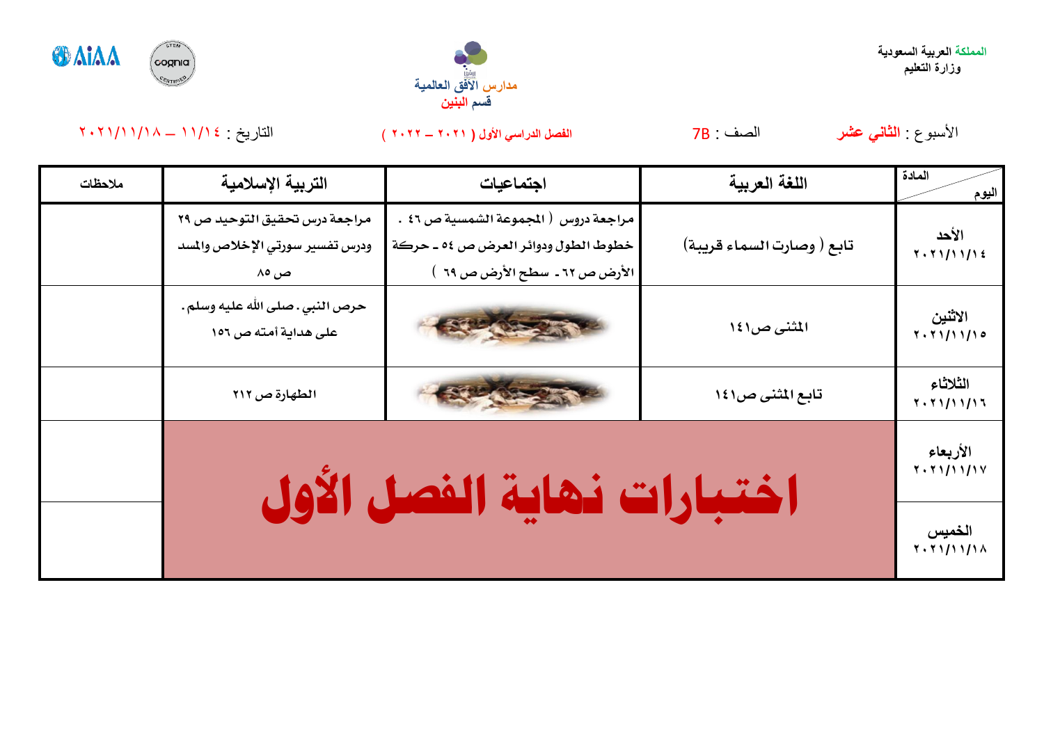المملكة العربية السعودية
وزارة التعليم

مدارس الأفق العالمية
قسم البنين

الأسبوع : الثاني عشر    الصف : 7B    الفصل الدراسي الأول ( ٢٠٢١ – ٢٠٢٢ )    التاريخ : ١١/١٤ – ٢٠٢١/١١/١٨

| المادة / اليوم | اللغة العربية | اجتماعيات | التربية الإسلامية | ملاحظات |
|---|---|---|---|---|
| الأحد ٢٠٢١/١١/١٤ | تابع ( وصارت السماء قريبة ) | مراجعة دروس ( المجموعة الشمسية ص ٤٦ . خطوط الطول ودوائر العرض ص ٥٤ ـ حركة الأرض ص ٦٢ ـ سطح الأرض ص ٦٩ ) | مراجعة درس تحقيق التوحيد ص ٢٩ ودرس تفسير سورتي الإخلاص والمسد ص ٨٥ | |
| الاثنين ٢٠٢١/١١/١٥ | المثنى ص١٤١ | | حرص النبي . صلى الله عليه وسلم . على هداية أمته ص ١٥٦ | |
| الثلاثاء ٢٠٢١/١١/١٦ | تابع المثنى ص١٤١ | | الطهارة ص ٢١٢ | |
| الأربعاء ٢٠٢١/١١/١٧ | اختبارات نهاية الفصل الأول | | | |
| الخميس ٢٠٢١/١١/١٨ | اختبارات نهاية الفصل الأول | | | |